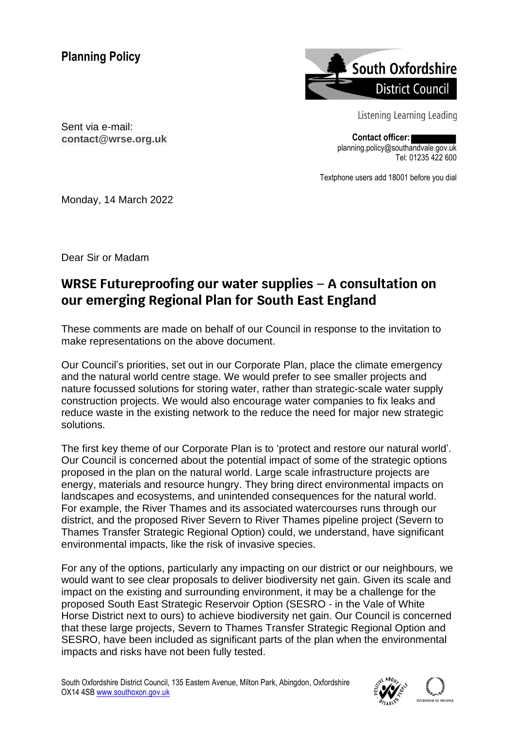**Planning Policy**

South Oxfordshire District Council

Listening Learning Leading

Sent via e-mail:
**contact@wrse.org.uk**

**Contact officer:**
planning.policy@southandvale.gov.uk
Tel: 01235 422 600

Textphone users add 18001 before you dial

Monday, 14 March 2022

Dear Sir or Madam

## WRSE Futureproofing our water supplies – A consultation on our emerging Regional Plan for South East England

These comments are made on behalf of our Council in response to the invitation to make representations on the above document.

Our Council's priorities, set out in our Corporate Plan, place the climate emergency and the natural world centre stage. We would prefer to see smaller projects and nature focussed solutions for storing water, rather than strategic-scale water supply construction projects. We would also encourage water companies to fix leaks and reduce waste in the existing network to the reduce the need for major new strategic solutions.

The first key theme of our Corporate Plan is to 'protect and restore our natural world'. Our Council is concerned about the potential impact of some of the strategic options proposed in the plan on the natural world. Large scale infrastructure projects are energy, materials and resource hungry. They bring direct environmental impacts on landscapes and ecosystems, and unintended consequences for the natural world. For example, the River Thames and its associated watercourses runs through our district, and the proposed River Severn to River Thames pipeline project (Severn to Thames Transfer Strategic Regional Option) could, we understand, have significant environmental impacts, like the risk of invasive species.

For any of the options, particularly any impacting on our district or our neighbours, we would want to see clear proposals to deliver biodiversity net gain. Given its scale and impact on the existing and surrounding environment, it may be a challenge for the proposed South East Strategic Reservoir Option (SESRO - in the Vale of White Horse District next to ours) to achieve biodiversity net gain. Our Council is concerned that these large projects, Severn to Thames Transfer Strategic Regional Option and SESRO, have been included as significant parts of the plan when the environmental impacts and risks have not been fully tested.

South Oxfordshire District Council, 135 Eastern Avenue, Milton Park, Abingdon, Oxfordshire OX14 4SB www.southoxon.gov.uk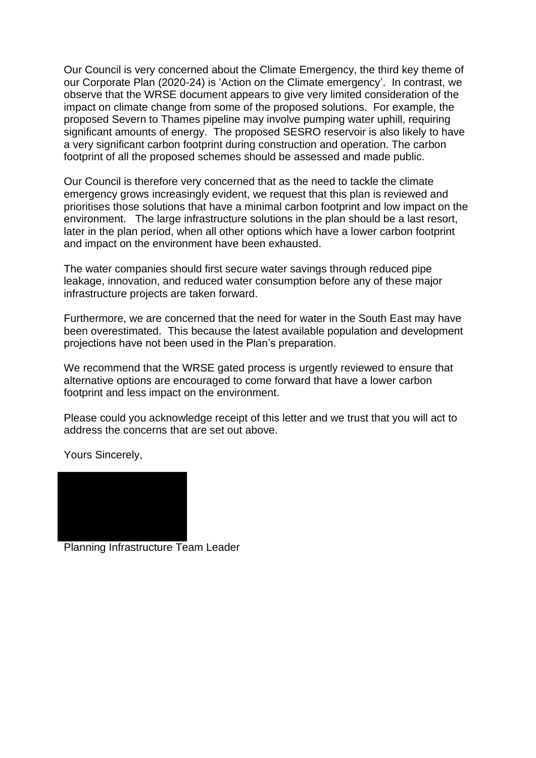Our Council is very concerned about the Climate Emergency, the third key theme of our Corporate Plan (2020-24) is 'Action on the Climate emergency'. In contrast, we observe that the WRSE document appears to give very limited consideration of the impact on climate change from some of the proposed solutions. For example, the proposed Severn to Thames pipeline may involve pumping water uphill, requiring significant amounts of energy. The proposed SESRO reservoir is also likely to have a very significant carbon footprint during construction and operation. The carbon footprint of all the proposed schemes should be assessed and made public.

Our Council is therefore very concerned that as the need to tackle the climate emergency grows increasingly evident, we request that this plan is reviewed and prioritises those solutions that have a minimal carbon footprint and low impact on the environment. The large infrastructure solutions in the plan should be a last resort, later in the plan period, when all other options which have a lower carbon footprint and impact on the environment have been exhausted.

The water companies should first secure water savings through reduced pipe leakage, innovation, and reduced water consumption before any of these major infrastructure projects are taken forward.

Furthermore, we are concerned that the need for water in the South East may have been overestimated. This because the latest available population and development projections have not been used in the Plan's preparation.

We recommend that the WRSE gated process is urgently reviewed to ensure that alternative options are encouraged to come forward that have a lower carbon footprint and less impact on the environment.

Please could you acknowledge receipt of this letter and we trust that you will act to address the concerns that are set out above.

Yours Sincerely,

Planning Infrastructure Team Leader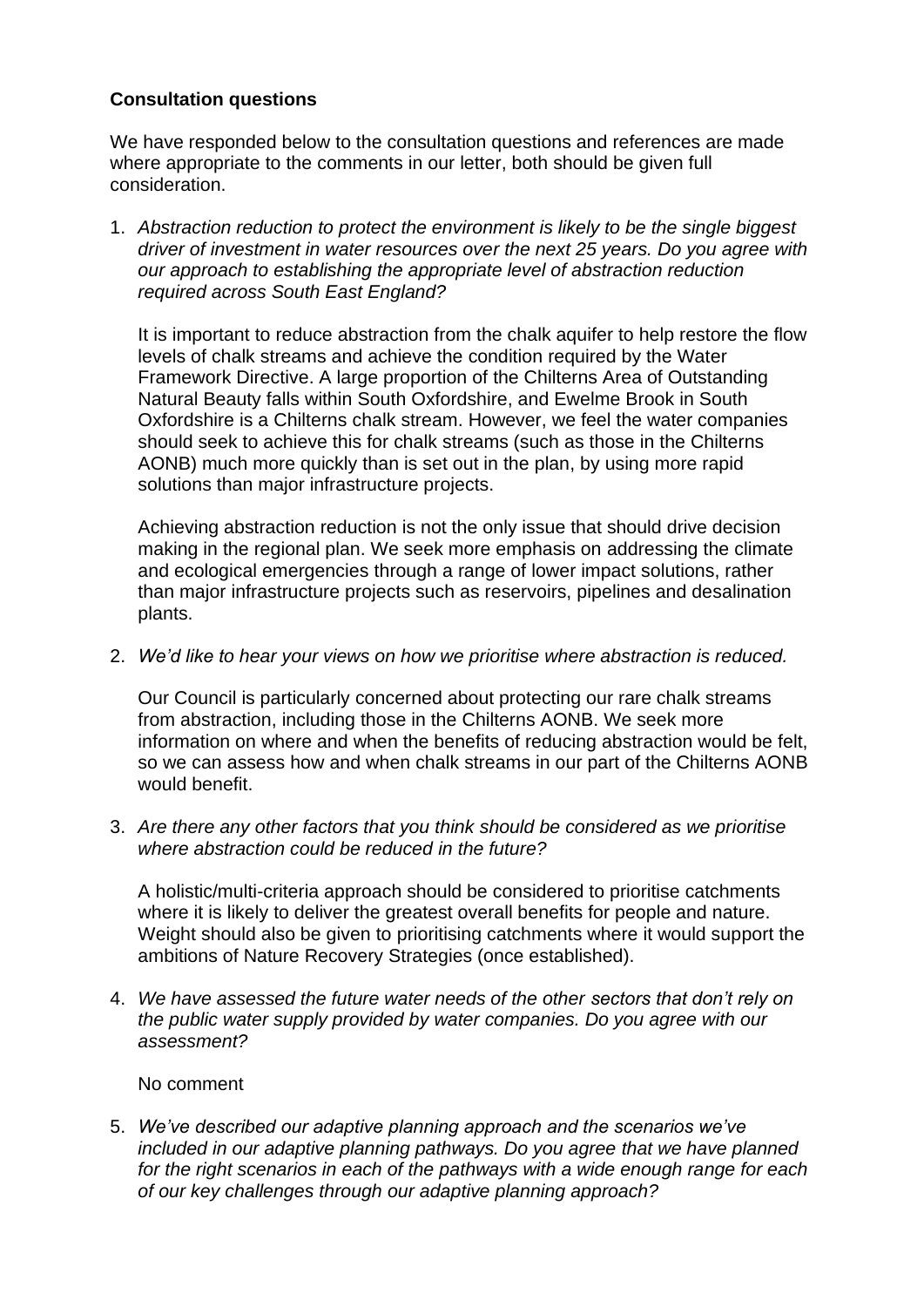**Consultation questions**

We have responded below to the consultation questions and references are made where appropriate to the comments in our letter, both should be given full consideration.

1. *Abstraction reduction to protect the environment is likely to be the single biggest driver of investment in water resources over the next 25 years. Do you agree with our approach to establishing the appropriate level of abstraction reduction required across South East England?*

   It is important to reduce abstraction from the chalk aquifer to help restore the flow levels of chalk streams and achieve the condition required by the Water Framework Directive. A large proportion of the Chilterns Area of Outstanding Natural Beauty falls within South Oxfordshire, and Ewelme Brook in South Oxfordshire is a Chilterns chalk stream. However, we feel the water companies should seek to achieve this for chalk streams (such as those in the Chilterns AONB) much more quickly than is set out in the plan, by using more rapid solutions than major infrastructure projects.

   Achieving abstraction reduction is not the only issue that should drive decision making in the regional plan. We seek more emphasis on addressing the climate and ecological emergencies through a range of lower impact solutions, rather than major infrastructure projects such as reservoirs, pipelines and desalination plants.

2. *We'd like to hear your views on how we prioritise where abstraction is reduced.*

   Our Council is particularly concerned about protecting our rare chalk streams from abstraction, including those in the Chilterns AONB. We seek more information on where and when the benefits of reducing abstraction would be felt, so we can assess how and when chalk streams in our part of the Chilterns AONB would benefit.

3. *Are there any other factors that you think should be considered as we prioritise where abstraction could be reduced in the future?*

   A holistic/multi-criteria approach should be considered to prioritise catchments where it is likely to deliver the greatest overall benefits for people and nature. Weight should also be given to prioritising catchments where it would support the ambitions of Nature Recovery Strategies (once established).

4. *We have assessed the future water needs of the other sectors that don't rely on the public water supply provided by water companies. Do you agree with our assessment?*

   No comment

5. *We've described our adaptive planning approach and the scenarios we've included in our adaptive planning pathways. Do you agree that we have planned for the right scenarios in each of the pathways with a wide enough range for each of our key challenges through our adaptive planning approach?*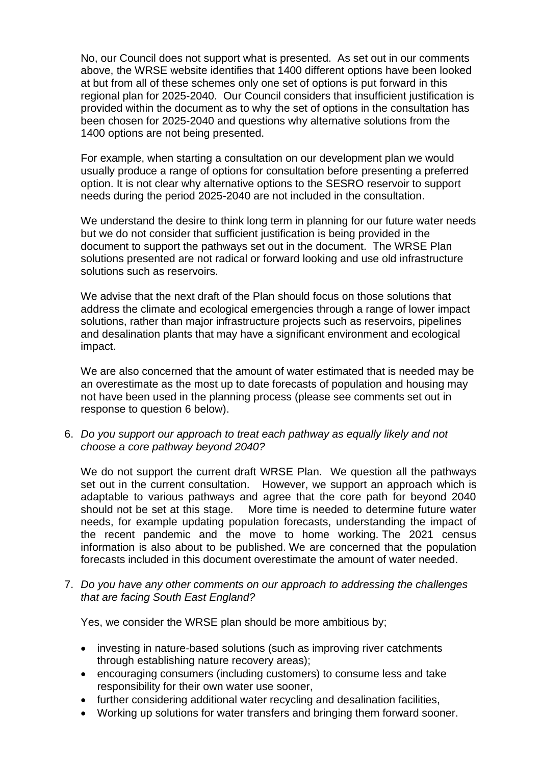No, our Council does not support what is presented. As set out in our comments above, the WRSE website identifies that 1400 different options have been looked at but from all of these schemes only one set of options is put forward in this regional plan for 2025-2040. Our Council considers that insufficient justification is provided within the document as to why the set of options in the consultation has been chosen for 2025-2040 and questions why alternative solutions from the 1400 options are not being presented.

For example, when starting a consultation on our development plan we would usually produce a range of options for consultation before presenting a preferred option. It is not clear why alternative options to the SESRO reservoir to support needs during the period 2025-2040 are not included in the consultation.

We understand the desire to think long term in planning for our future water needs but we do not consider that sufficient justification is being provided in the document to support the pathways set out in the document. The WRSE Plan solutions presented are not radical or forward looking and use old infrastructure solutions such as reservoirs.

We advise that the next draft of the Plan should focus on those solutions that address the climate and ecological emergencies through a range of lower impact solutions, rather than major infrastructure projects such as reservoirs, pipelines and desalination plants that may have a significant environment and ecological impact.

We are also concerned that the amount of water estimated that is needed may be an overestimate as the most up to date forecasts of population and housing may not have been used in the planning process (please see comments set out in response to question 6 below).

6. *Do you support our approach to treat each pathway as equally likely and not choose a core pathway beyond 2040?*

   We do not support the current draft WRSE Plan. We question all the pathways set out in the current consultation. However, we support an approach which is adaptable to various pathways and agree that the core path for beyond 2040 should not be set at this stage. More time is needed to determine future water needs, for example updating population forecasts, understanding the impact of the recent pandemic and the move to home working. The 2021 census information is also about to be published. We are concerned that the population forecasts included in this document overestimate the amount of water needed.

7. *Do you have any other comments on our approach to addressing the challenges that are facing South East England?*

   Yes, we consider the WRSE plan should be more ambitious by;

   - investing in nature-based solutions (such as improving river catchments through establishing nature recovery areas);
   - encouraging consumers (including customers) to consume less and take responsibility for their own water use sooner,
   - further considering additional water recycling and desalination facilities,
   - Working up solutions for water transfers and bringing them forward sooner.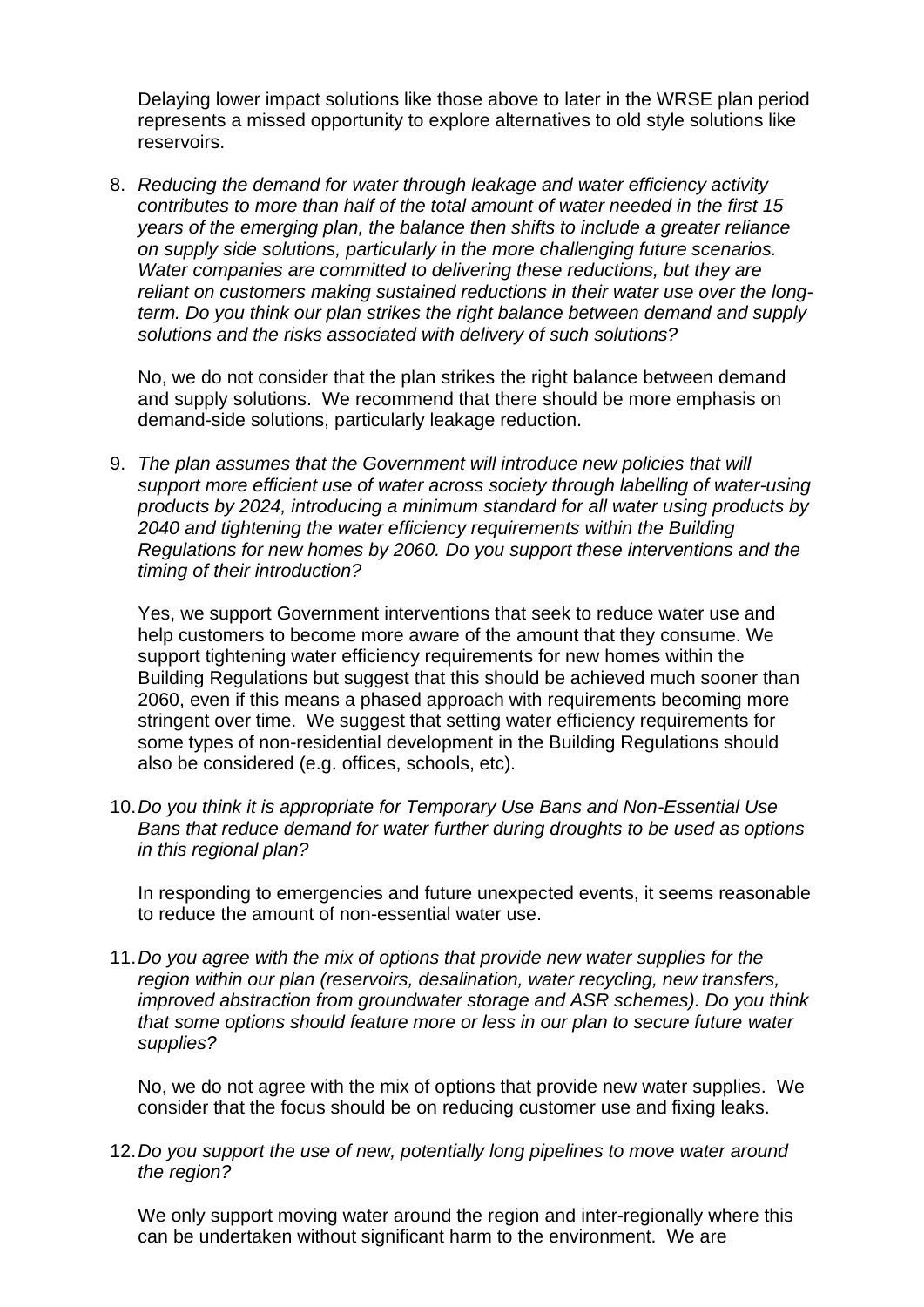Delaying lower impact solutions like those above to later in the WRSE plan period represents a missed opportunity to explore alternatives to old style solutions like reservoirs.

8. *Reducing the demand for water through leakage and water efficiency activity contributes to more than half of the total amount of water needed in the first 15 years of the emerging plan, the balance then shifts to include a greater reliance on supply side solutions, particularly in the more challenging future scenarios. Water companies are committed to delivering these reductions, but they are reliant on customers making sustained reductions in their water use over the long-term. Do you think our plan strikes the right balance between demand and supply solutions and the risks associated with delivery of such solutions?*

   No, we do not consider that the plan strikes the right balance between demand and supply solutions. We recommend that there should be more emphasis on demand-side solutions, particularly leakage reduction.

9. *The plan assumes that the Government will introduce new policies that will support more efficient use of water across society through labelling of water-using products by 2024, introducing a minimum standard for all water using products by 2040 and tightening the water efficiency requirements within the Building Regulations for new homes by 2060. Do you support these interventions and the timing of their introduction?*

   Yes, we support Government interventions that seek to reduce water use and help customers to become more aware of the amount that they consume. We support tightening water efficiency requirements for new homes within the Building Regulations but suggest that this should be achieved much sooner than 2060, even if this means a phased approach with requirements becoming more stringent over time. We suggest that setting water efficiency requirements for some types of non-residential development in the Building Regulations should also be considered (e.g. offices, schools, etc).

10. *Do you think it is appropriate for Temporary Use Bans and Non-Essential Use Bans that reduce demand for water further during droughts to be used as options in this regional plan?*

    In responding to emergencies and future unexpected events, it seems reasonable to reduce the amount of non-essential water use.

11. *Do you agree with the mix of options that provide new water supplies for the region within our plan (reservoirs, desalination, water recycling, new transfers, improved abstraction from groundwater storage and ASR schemes). Do you think that some options should feature more or less in our plan to secure future water supplies?*

    No, we do not agree with the mix of options that provide new water supplies. We consider that the focus should be on reducing customer use and fixing leaks.

12. *Do you support the use of new, potentially long pipelines to move water around the region?*

    We only support moving water around the region and inter-regionally where this can be undertaken without significant harm to the environment. We are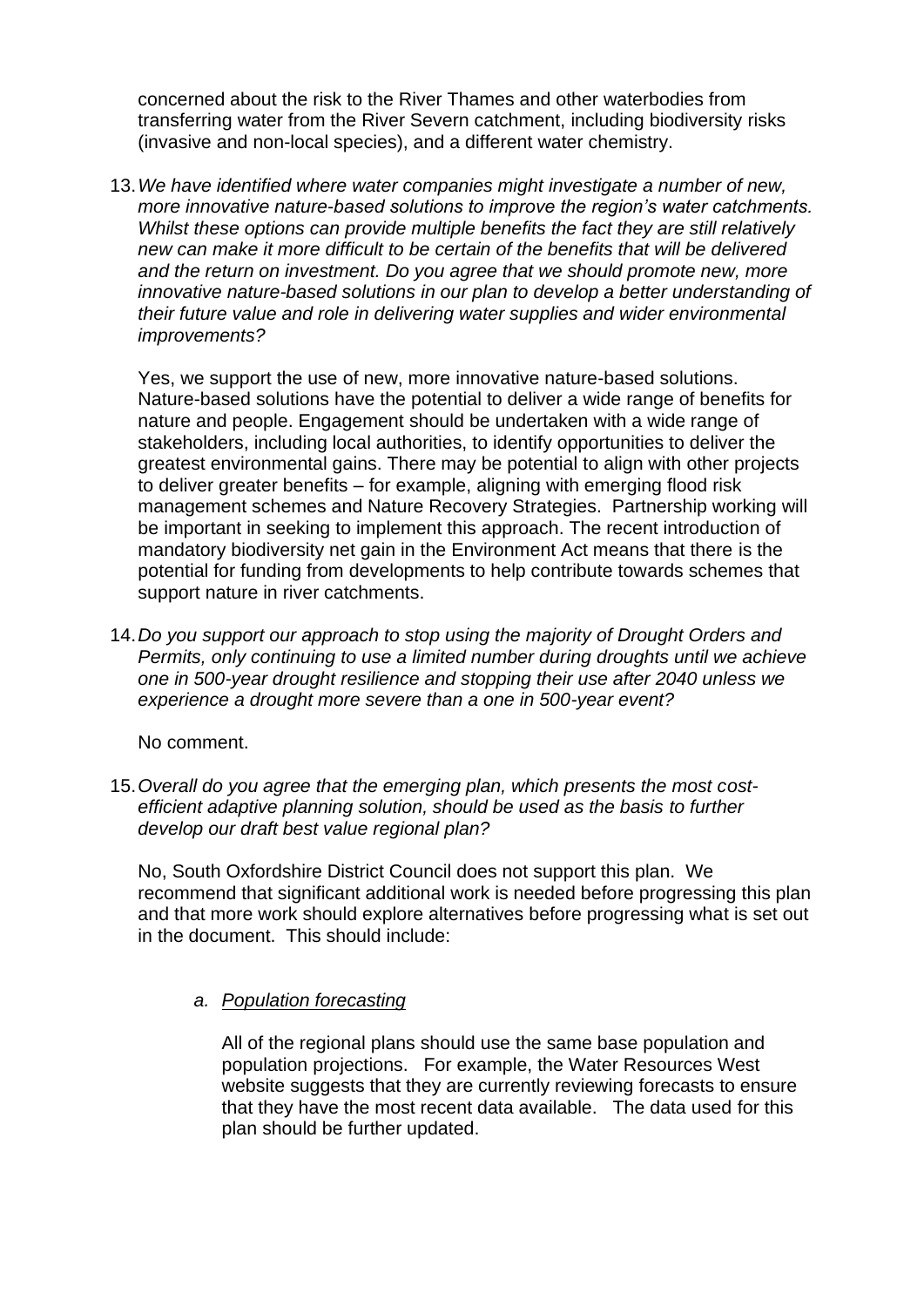concerned about the risk to the River Thames and other waterbodies from transferring water from the River Severn catchment, including biodiversity risks (invasive and non-local species), and a different water chemistry.

13. *We have identified where water companies might investigate a number of new, more innovative nature-based solutions to improve the region's water catchments. Whilst these options can provide multiple benefits the fact they are still relatively new can make it more difficult to be certain of the benefits that will be delivered and the return on investment. Do you agree that we should promote new, more innovative nature-based solutions in our plan to develop a better understanding of their future value and role in delivering water supplies and wider environmental improvements?*

    Yes, we support the use of new, more innovative nature-based solutions. Nature-based solutions have the potential to deliver a wide range of benefits for nature and people. Engagement should be undertaken with a wide range of stakeholders, including local authorities, to identify opportunities to deliver the greatest environmental gains. There may be potential to align with other projects to deliver greater benefits – for example, aligning with emerging flood risk management schemes and Nature Recovery Strategies. Partnership working will be important in seeking to implement this approach. The recent introduction of mandatory biodiversity net gain in the Environment Act means that there is the potential for funding from developments to help contribute towards schemes that support nature in river catchments.

14. *Do you support our approach to stop using the majority of Drought Orders and Permits, only continuing to use a limited number during droughts until we achieve one in 500-year drought resilience and stopping their use after 2040 unless we experience a drought more severe than a one in 500-year event?*

    No comment.

15. *Overall do you agree that the emerging plan, which presents the most cost-efficient adaptive planning solution, should be used as the basis to further develop our draft best value regional plan?*

    No, South Oxfordshire District Council does not support this plan. We recommend that significant additional work is needed before progressing this plan and that more work should explore alternatives before progressing what is set out in the document. This should include:

    a. *Population forecasting*

       All of the regional plans should use the same base population and population projections. For example, the Water Resources West website suggests that they are currently reviewing forecasts to ensure that they have the most recent data available. The data used for this plan should be further updated.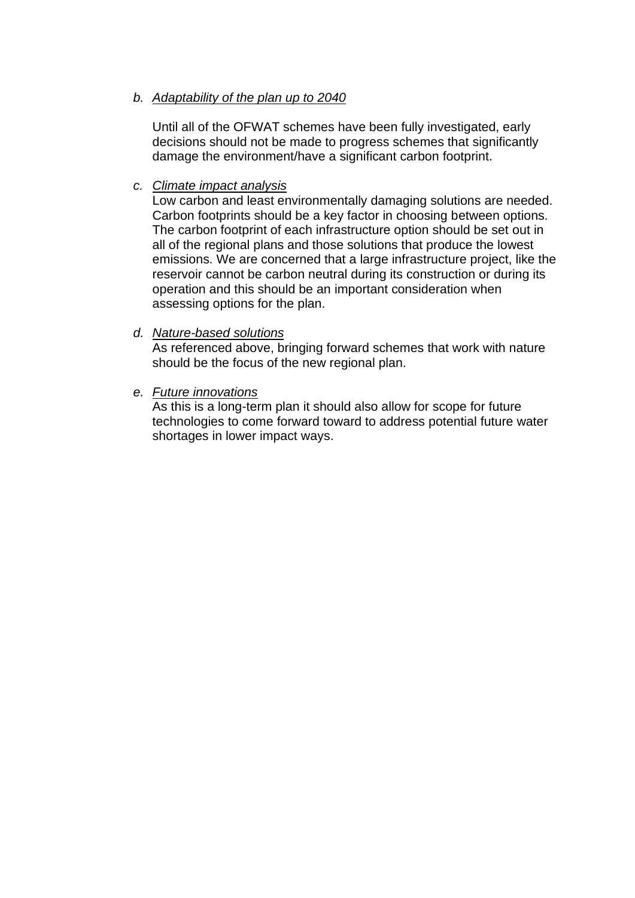b. *Adaptability of the plan up to 2040*

   Until all of the OFWAT schemes have been fully investigated, early decisions should not be made to progress schemes that significantly damage the environment/have a significant carbon footprint.

c. *Climate impact analysis*
   Low carbon and least environmentally damaging solutions are needed. Carbon footprints should be a key factor in choosing between options. The carbon footprint of each infrastructure option should be set out in all of the regional plans and those solutions that produce the lowest emissions. We are concerned that a large infrastructure project, like the reservoir cannot be carbon neutral during its construction or during its operation and this should be an important consideration when assessing options for the plan.

d. *Nature-based solutions*
   As referenced above, bringing forward schemes that work with nature should be the focus of the new regional plan.

e. *Future innovations*
   As this is a long-term plan it should also allow for scope for future technologies to come forward toward to address potential future water shortages in lower impact ways.